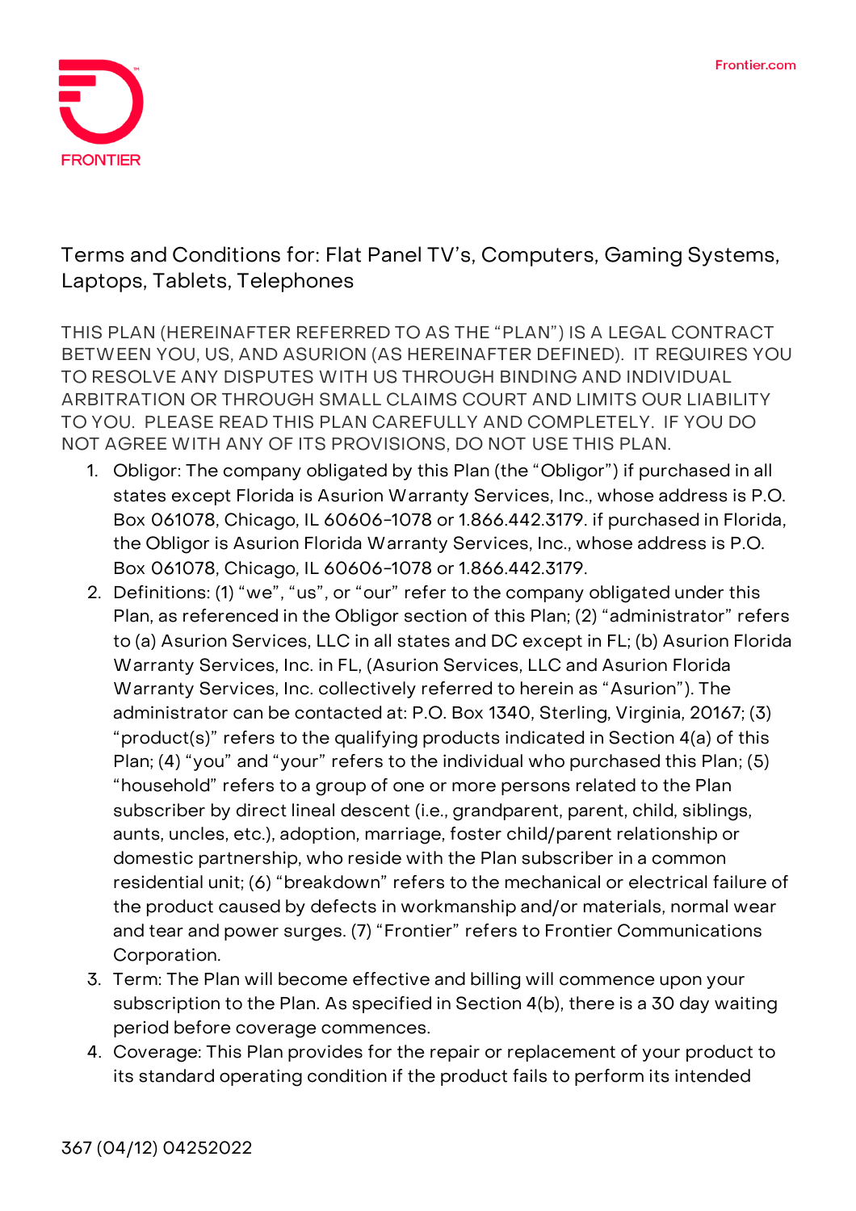# Terms and Conditions for: Flat Panel TV's, Computers, Gaming Systems, Laptops, Tablets, Telephones

THIS PLAN (HEREINAFTER REFERRED TO AS THE "PLAN") IS A LEGAL CONTRACT BETWEEN YOU, US, AND ASURION (AS HEREINAFTER DEFINED). IT REQUIRES YOU TO RESOLVE ANY DISPUTES WITH US THROUGH BINDING AND INDIVIDUAL ARBITRATION OR THROUGH SMALL CLAIMS COURT AND LIMITS OUR LIABILITY TO YOU. PLEASE READ THIS PLAN CAREFULLY AND COMPLETELY. IF YOU DO NOT AGREE WITH ANY OF ITS PROVISIONS, DO NOT USE THIS PLAN.

1. Obligor: The company obligated by this Plan (the "Obligor") if purchased in all states except Florida is Asurion Warranty Services, Inc., whose address is P.O. Box 061078, Chicago, IL 60606-1078 or 1.866.442.3179. if purchased in Florida, the Obligor is Asurion Florida Warranty Services, Inc., whose address is P.O. Box 061078, Chicago, IL 60606-1078 or 1.866.442.3179.
2. Definitions: (1) "we", "us", or "our" refer to the company obligated under this Plan, as referenced in the Obligor section of this Plan; (2) "administrator" refers to (a) Asurion Services, LLC in all states and DC except in FL; (b) Asurion Florida Warranty Services, Inc. in FL, (Asurion Services, LLC and Asurion Florida Warranty Services, Inc. collectively referred to herein as "Asurion"). The administrator can be contacted at: P.O. Box 1340, Sterling, Virginia, 20167; (3) "product(s)" refers to the qualifying products indicated in Section 4(a) of this Plan; (4) "you" and "your" refers to the individual who purchased this Plan; (5) "household" refers to a group of one or more persons related to the Plan subscriber by direct lineal descent (i.e., grandparent, parent, child, siblings, aunts, uncles, etc.), adoption, marriage, foster child/parent relationship or domestic partnership, who reside with the Plan subscriber in a common residential unit; (6) "breakdown" refers to the mechanical or electrical failure of the product caused by defects in workmanship and/or materials, normal wear and tear and power surges. (7) "Frontier" refers to Frontier Communications Corporation.
3. Term: The Plan will become effective and billing will commence upon your subscription to the Plan. As specified in Section 4(b), there is a 30 day waiting period before coverage commences.
4. Coverage: This Plan provides for the repair or replacement of your product to its standard operating condition if the product fails to perform its intended

367 (04/12) 04252022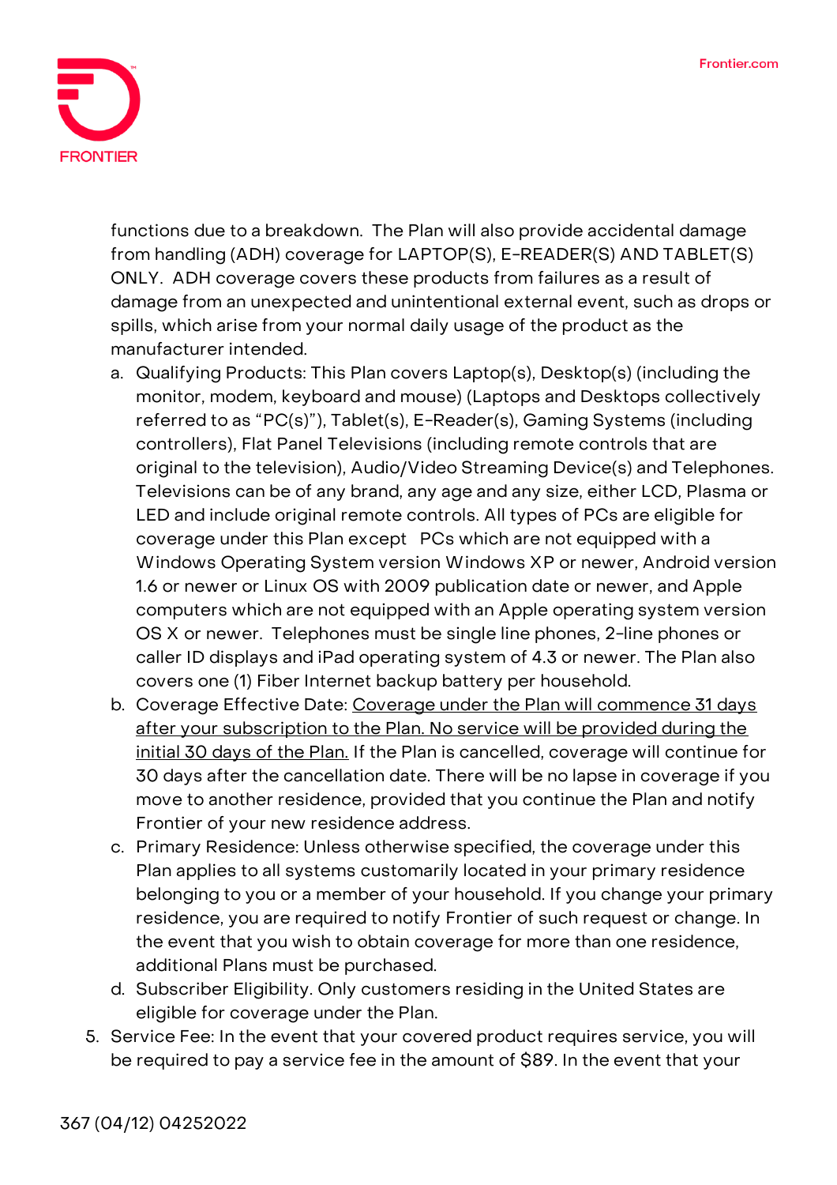functions due to a breakdown. The Plan will also provide accidental damage from handling (ADH) coverage for LAPTOP(S), E-READER(S) AND TABLET(S) ONLY. ADH coverage covers these products from failures as a result of damage from an unexpected and unintentional external event, such as drops or spills, which arise from your normal daily usage of the product as the manufacturer intended.

a. Qualifying Products: This Plan covers Laptop(s), Desktop(s) (including the monitor, modem, keyboard and mouse) (Laptops and Desktops collectively referred to as "PC(s)"), Tablet(s), E-Reader(s), Gaming Systems (including controllers), Flat Panel Televisions (including remote controls that are original to the television), Audio/Video Streaming Device(s) and Telephones. Televisions can be of any brand, any age and any size, either LCD, Plasma or LED and include original remote controls. All types of PCs are eligible for coverage under this Plan except PCs which are not equipped with a Windows Operating System version Windows XP or newer, Android version 1.6 or newer or Linux OS with 2009 publication date or newer, and Apple computers which are not equipped with an Apple operating system version OS X or newer. Telephones must be single line phones, 2-line phones or caller ID displays and iPad operating system of 4.3 or newer. The Plan also covers one (1) Fiber Internet backup battery per household.

b. Coverage Effective Date: <u>Coverage under the Plan will commence 31 days after your subscription to the Plan. No service will be provided during the initial 30 days of the Plan.</u> If the Plan is cancelled, coverage will continue for 30 days after the cancellation date. There will be no lapse in coverage if you move to another residence, provided that you continue the Plan and notify Frontier of your new residence address.

c. Primary Residence: Unless otherwise specified, the coverage under this Plan applies to all systems customarily located in your primary residence belonging to you or a member of your household. If you change your primary residence, you are required to notify Frontier of such request or change. In the event that you wish to obtain coverage for more than one residence, additional Plans must be purchased.

d. Subscriber Eligibility. Only customers residing in the United States are eligible for coverage under the Plan.

5. Service Fee: In the event that your covered product requires service, you will be required to pay a service fee in the amount of $89. In the event that your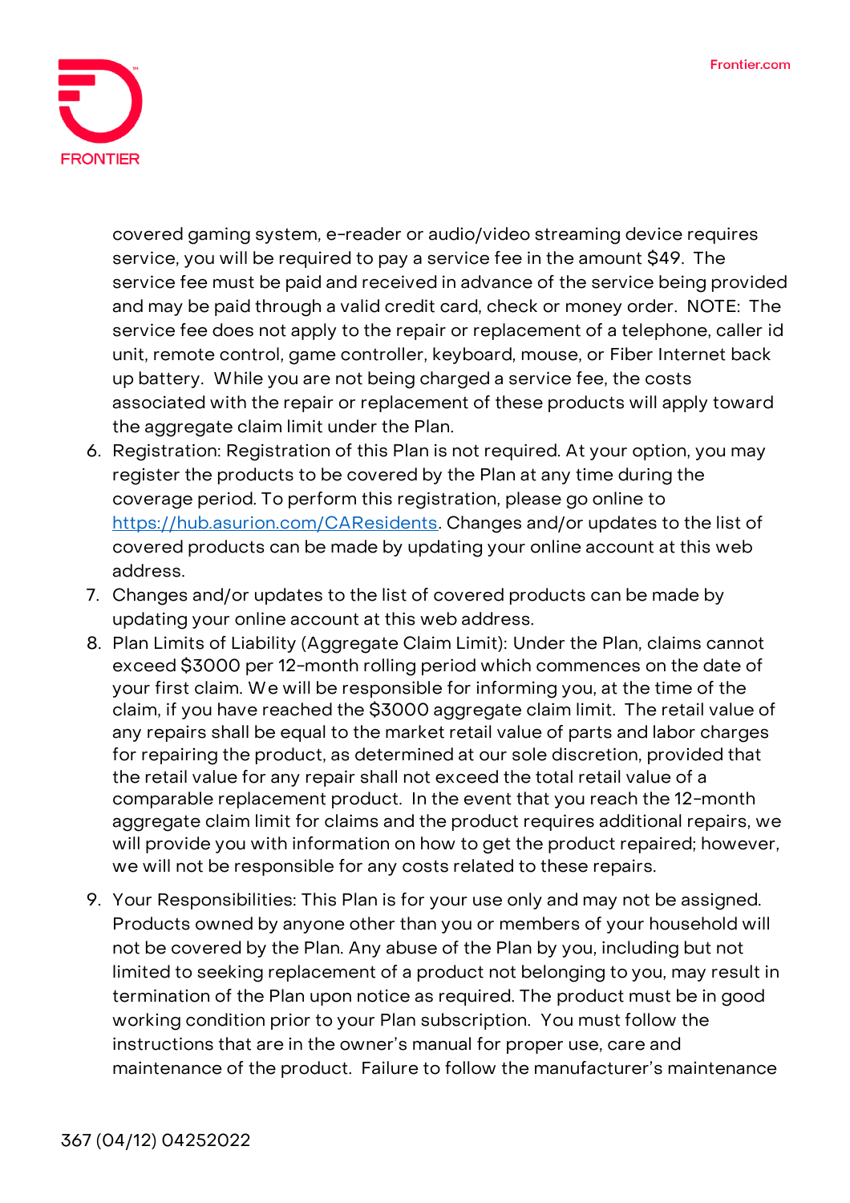covered gaming system, e-reader or audio/video streaming device requires service, you will be required to pay a service fee in the amount $49. The service fee must be paid and received in advance of the service being provided and may be paid through a valid credit card, check or money order. NOTE: The service fee does not apply to the repair or replacement of a telephone, caller id unit, remote control, game controller, keyboard, mouse, or Fiber Internet back up battery. While you are not being charged a service fee, the costs associated with the repair or replacement of these products will apply toward the aggregate claim limit under the Plan.

6. Registration: Registration of this Plan is not required. At your option, you may register the products to be covered by the Plan at any time during the coverage period. To perform this registration, please go online to [https://hub.asurion.com/CAResidents](https://hub.asurion.com/CAResidents). Changes and/or updates to the list of covered products can be made by updating your online account at this web address.
7. Changes and/or updates to the list of covered products can be made by updating your online account at this web address.
8. Plan Limits of Liability (Aggregate Claim Limit): Under the Plan, claims cannot exceed $3000 per 12-month rolling period which commences on the date of your first claim. We will be responsible for informing you, at the time of the claim, if you have reached the $3000 aggregate claim limit. The retail value of any repairs shall be equal to the market retail value of parts and labor charges for repairing the product, as determined at our sole discretion, provided that the retail value for any repair shall not exceed the total retail value of a comparable replacement product. In the event that you reach the 12-month aggregate claim limit for claims and the product requires additional repairs, we will provide you with information on how to get the product repaired; however, we will not be responsible for any costs related to these repairs.
9. Your Responsibilities: This Plan is for your use only and may not be assigned. Products owned by anyone other than you or members of your household will not be covered by the Plan. Any abuse of the Plan by you, including but not limited to seeking replacement of a product not belonging to you, may result in termination of the Plan upon notice as required. The product must be in good working condition prior to your Plan subscription. You must follow the instructions that are in the owner's manual for proper use, care and maintenance of the product. Failure to follow the manufacturer's maintenance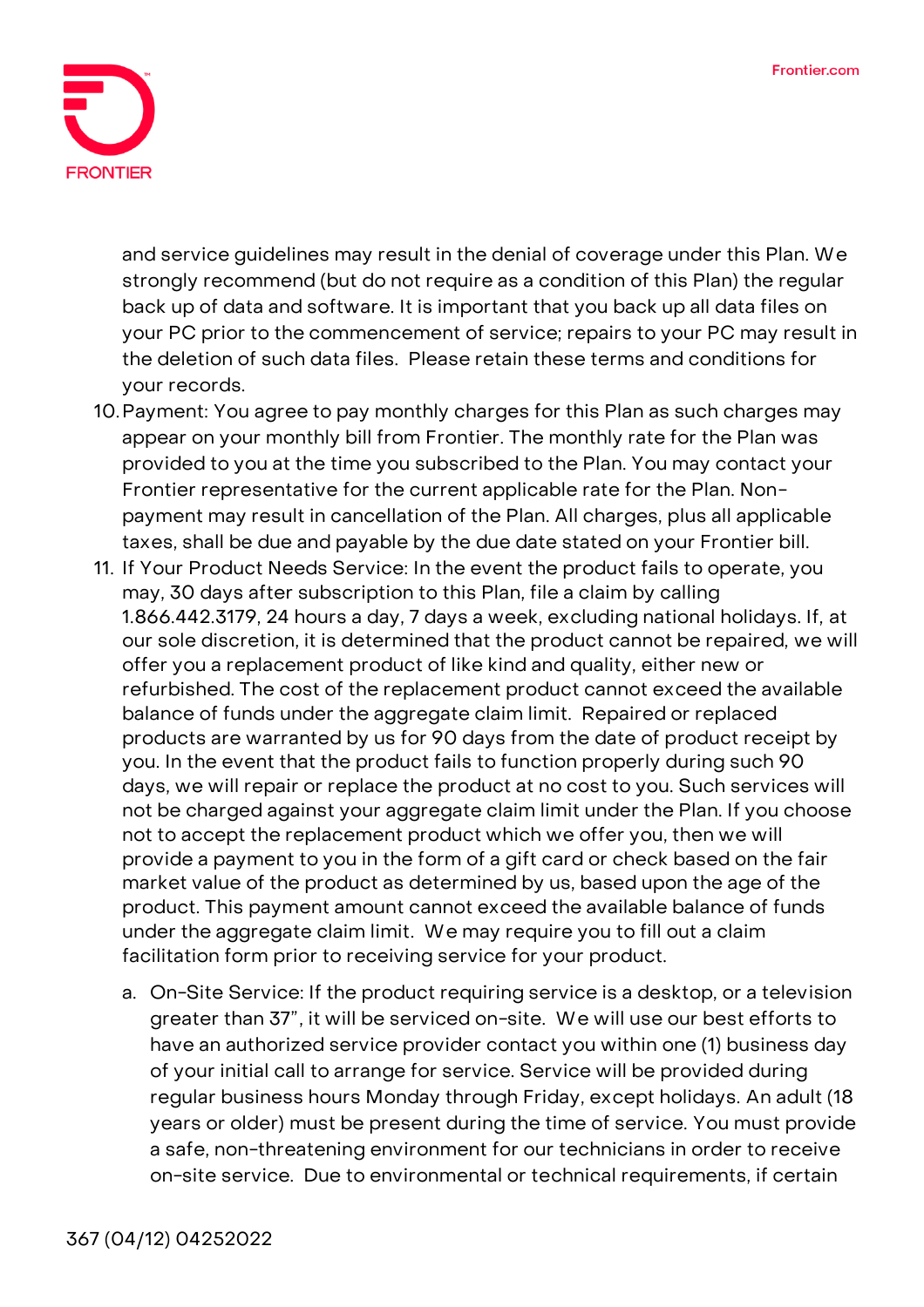and service guidelines may result in the denial of coverage under this Plan. We strongly recommend (but do not require as a condition of this Plan) the regular back up of data and software. It is important that you back up all data files on your PC prior to the commencement of service; repairs to your PC may result in the deletion of such data files. Please retain these terms and conditions for your records.

10. Payment: You agree to pay monthly charges for this Plan as such charges may appear on your monthly bill from Frontier. The monthly rate for the Plan was provided to you at the time you subscribed to the Plan. You may contact your Frontier representative for the current applicable rate for the Plan. Non-payment may result in cancellation of the Plan. All charges, plus all applicable taxes, shall be due and payable by the due date stated on your Frontier bill.
11. If Your Product Needs Service: In the event the product fails to operate, you may, 30 days after subscription to this Plan, file a claim by calling 1.866.442.3179, 24 hours a day, 7 days a week, excluding national holidays. If, at our sole discretion, it is determined that the product cannot be repaired, we will offer you a replacement product of like kind and quality, either new or refurbished. The cost of the replacement product cannot exceed the available balance of funds under the aggregate claim limit. Repaired or replaced products are warranted by us for 90 days from the date of product receipt by you. In the event that the product fails to function properly during such 90 days, we will repair or replace the product at no cost to you. Such services will not be charged against your aggregate claim limit under the Plan. If you choose not to accept the replacement product which we offer you, then we will provide a payment to you in the form of a gift card or check based on the fair market value of the product as determined by us, based upon the age of the product. This payment amount cannot exceed the available balance of funds under the aggregate claim limit. We may require you to fill out a claim facilitation form prior to receiving service for your product.
    a. On-Site Service: If the product requiring service is a desktop, or a television greater than 37", it will be serviced on-site. We will use our best efforts to have an authorized service provider contact you within one (1) business day of your initial call to arrange for service. Service will be provided during regular business hours Monday through Friday, except holidays. An adult (18 years or older) must be present during the time of service. You must provide a safe, non-threatening environment for our technicians in order to receive on-site service. Due to environmental or technical requirements, if certain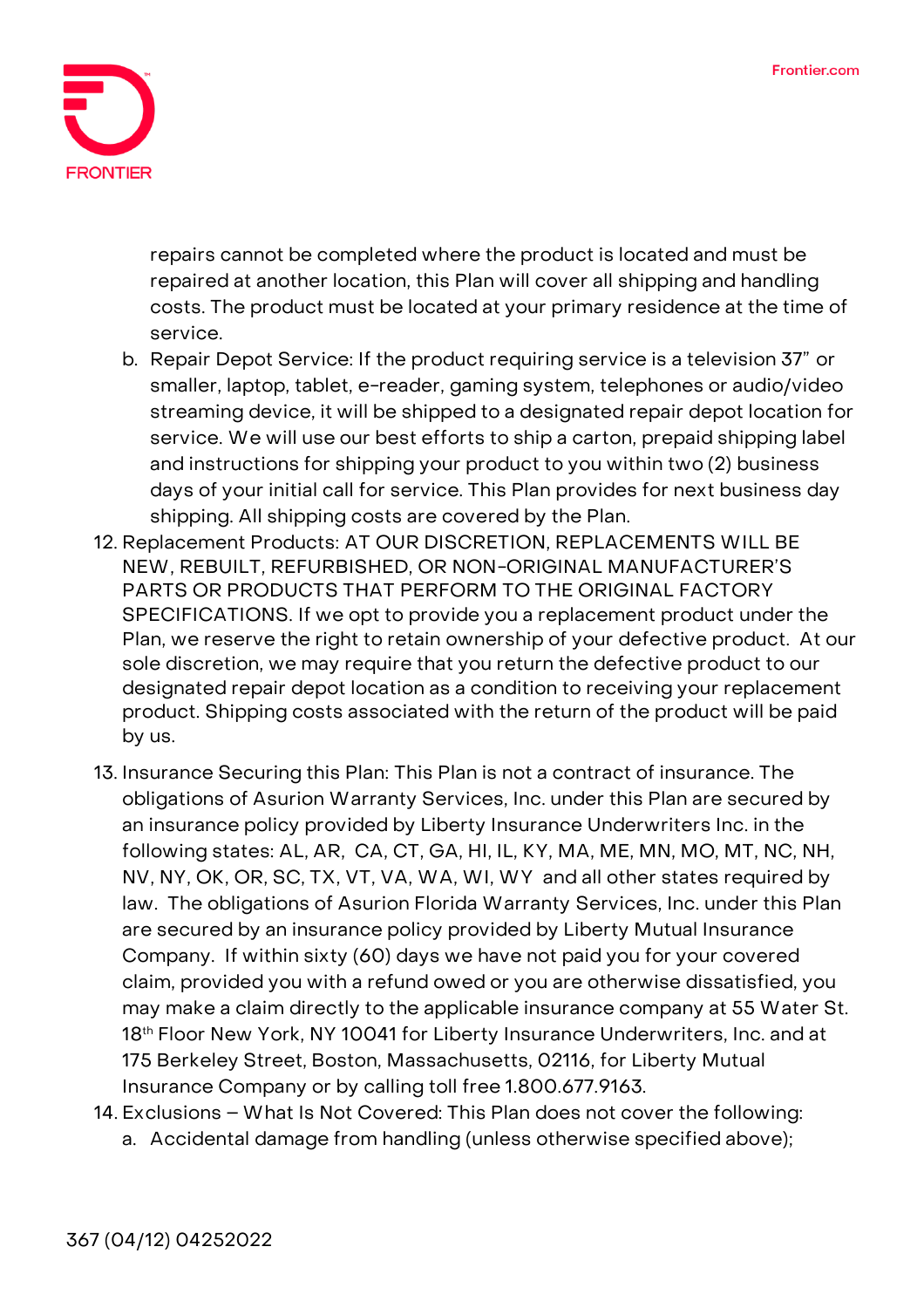repairs cannot be completed where the product is located and must be repaired at another location, this Plan will cover all shipping and handling costs. The product must be located at your primary residence at the time of service.

   b. Repair Depot Service: If the product requiring service is a television 37" or smaller, laptop, tablet, e-reader, gaming system, telephones or audio/video streaming device, it will be shipped to a designated repair depot location for service. We will use our best efforts to ship a carton, prepaid shipping label and instructions for shipping your product to you within two (2) business days of your initial call for service. This Plan provides for next business day shipping. All shipping costs are covered by the Plan.

12. Replacement Products: AT OUR DISCRETION, REPLACEMENTS WILL BE NEW, REBUILT, REFURBISHED, OR NON-ORIGINAL MANUFACTURER'S PARTS OR PRODUCTS THAT PERFORM TO THE ORIGINAL FACTORY SPECIFICATIONS. If we opt to provide you a replacement product under the Plan, we reserve the right to retain ownership of your defective product. At our sole discretion, we may require that you return the defective product to our designated repair depot location as a condition to receiving your replacement product. Shipping costs associated with the return of the product will be paid by us.

13. Insurance Securing this Plan: This Plan is not a contract of insurance. The obligations of Asurion Warranty Services, Inc. under this Plan are secured by an insurance policy provided by Liberty Insurance Underwriters Inc. in the following states: AL, AR, CA, CT, GA, HI, IL, KY, MA, ME, MN, MO, MT, NC, NH, NV, NY, OK, OR, SC, TX, VT, VA, WA, WI, WY and all other states required by law. The obligations of Asurion Florida Warranty Services, Inc. under this Plan are secured by an insurance policy provided by Liberty Mutual Insurance Company. If within sixty (60) days we have not paid you for your covered claim, provided you with a refund owed or you are otherwise dissatisfied, you may make a claim directly to the applicable insurance company at 55 Water St. 18th Floor New York, NY 10041 for Liberty Insurance Underwriters, Inc. and at 175 Berkeley Street, Boston, Massachusetts, 02116, for Liberty Mutual Insurance Company or by calling toll free 1.800.677.9163.

14. Exclusions – What Is Not Covered: This Plan does not cover the following:

   a. Accidental damage from handling (unless otherwise specified above);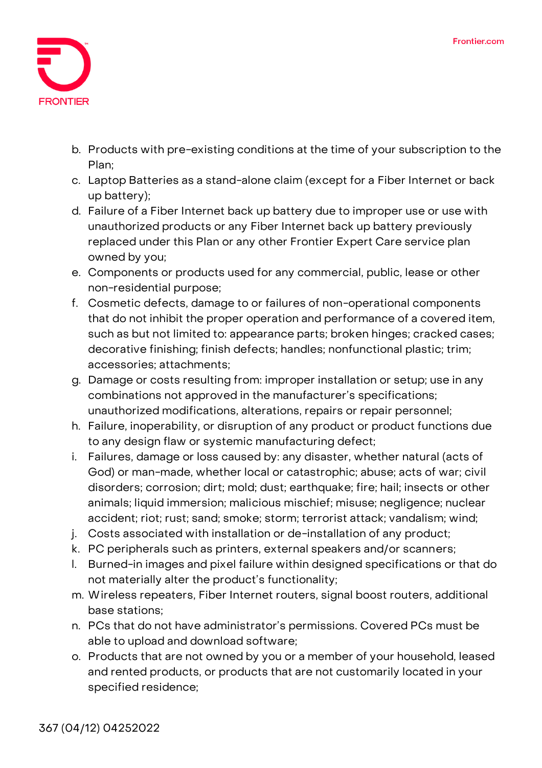b. Products with pre-existing conditions at the time of your subscription to the Plan;
c. Laptop Batteries as a stand-alone claim (except for a Fiber Internet or back up battery);
d. Failure of a Fiber Internet back up battery due to improper use or use with unauthorized products or any Fiber Internet back up battery previously replaced under this Plan or any other Frontier Expert Care service plan owned by you;
e. Components or products used for any commercial, public, lease or other non-residential purpose;
f. Cosmetic defects, damage to or failures of non-operational components that do not inhibit the proper operation and performance of a covered item, such as but not limited to: appearance parts; broken hinges; cracked cases; decorative finishing; finish defects; handles; nonfunctional plastic; trim; accessories; attachments;
g. Damage or costs resulting from: improper installation or setup; use in any combinations not approved in the manufacturer's specifications; unauthorized modifications, alterations, repairs or repair personnel;
h. Failure, inoperability, or disruption of any product or product functions due to any design flaw or systemic manufacturing defect;
i. Failures, damage or loss caused by: any disaster, whether natural (acts of God) or man-made, whether local or catastrophic; abuse; acts of war; civil disorders; corrosion; dirt; mold; dust; earthquake; fire; hail; insects or other animals; liquid immersion; malicious mischief; misuse; negligence; nuclear accident; riot; rust; sand; smoke; storm; terrorist attack; vandalism; wind;
j. Costs associated with installation or de-installation of any product;
k. PC peripherals such as printers, external speakers and/or scanners;
l. Burned-in images and pixel failure within designed specifications or that do not materially alter the product's functionality;
m. Wireless repeaters, Fiber Internet routers, signal boost routers, additional base stations;
n. PCs that do not have administrator's permissions. Covered PCs must be able to upload and download software;
o. Products that are not owned by you or a member of your household, leased and rented products, or products that are not customarily located in your specified residence;

367 (04/12) 04252022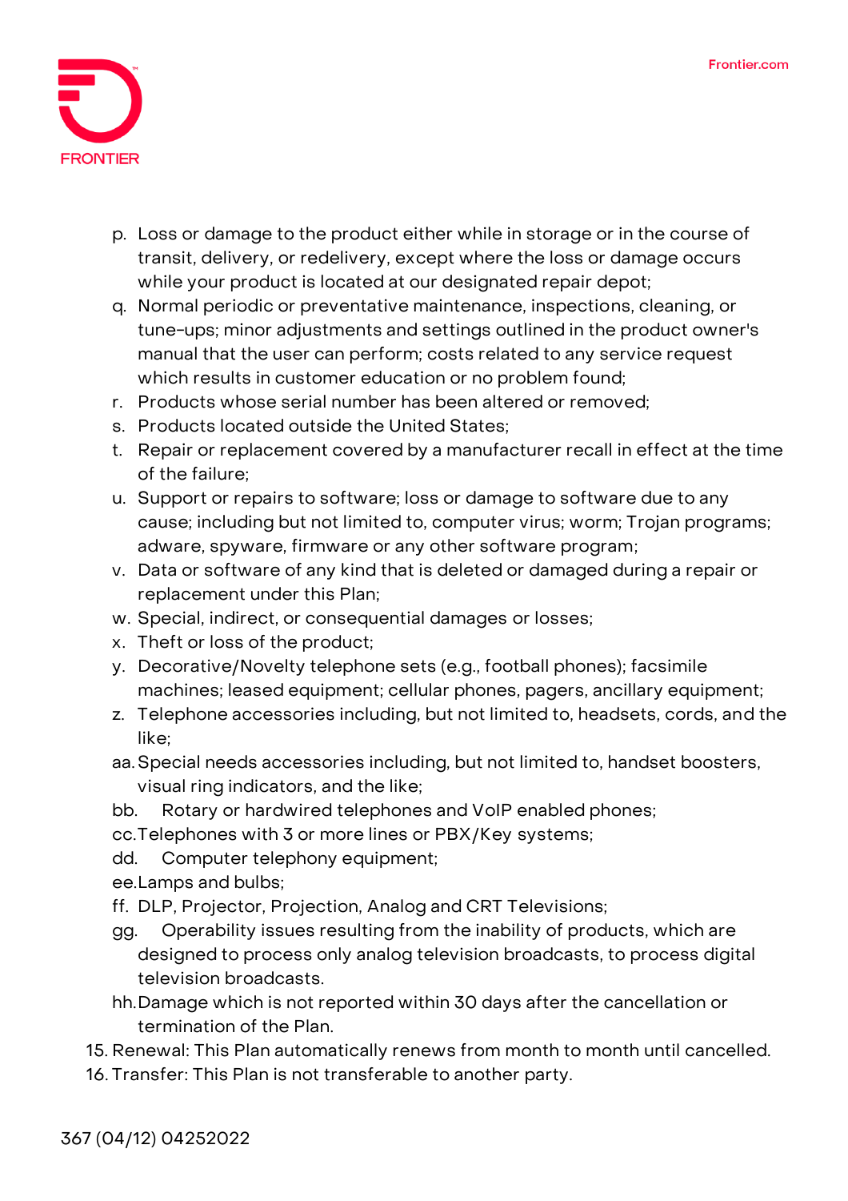p. Loss or damage to the product either while in storage or in the course of transit, delivery, or redelivery, except where the loss or damage occurs while your product is located at our designated repair depot;
q. Normal periodic or preventative maintenance, inspections, cleaning, or tune-ups; minor adjustments and settings outlined in the product owner's manual that the user can perform; costs related to any service request which results in customer education or no problem found;
r. Products whose serial number has been altered or removed;
s. Products located outside the United States;
t. Repair or replacement covered by a manufacturer recall in effect at the time of the failure;
u. Support or repairs to software; loss or damage to software due to any cause; including but not limited to, computer virus; worm; Trojan programs; adware, spyware, firmware or any other software program;
v. Data or software of any kind that is deleted or damaged during a repair or replacement under this Plan;
w. Special, indirect, or consequential damages or losses;
x. Theft or loss of the product;
y. Decorative/Novelty telephone sets (e.g., football phones); facsimile machines; leased equipment; cellular phones, pagers, ancillary equipment;
z. Telephone accessories including, but not limited to, headsets, cords, and the like;
aa. Special needs accessories including, but not limited to, handset boosters, visual ring indicators, and the like;
bb. Rotary or hardwired telephones and VoIP enabled phones;
cc. Telephones with 3 or more lines or PBX/Key systems;
dd. Computer telephony equipment;
ee. Lamps and bulbs;
ff. DLP, Projector, Projection, Analog and CRT Televisions;
gg. Operability issues resulting from the inability of products, which are designed to process only analog television broadcasts, to process digital television broadcasts.
hh. Damage which is not reported within 30 days after the cancellation or termination of the Plan.

15. Renewal: This Plan automatically renews from month to month until cancelled.
16. Transfer: This Plan is not transferable to another party.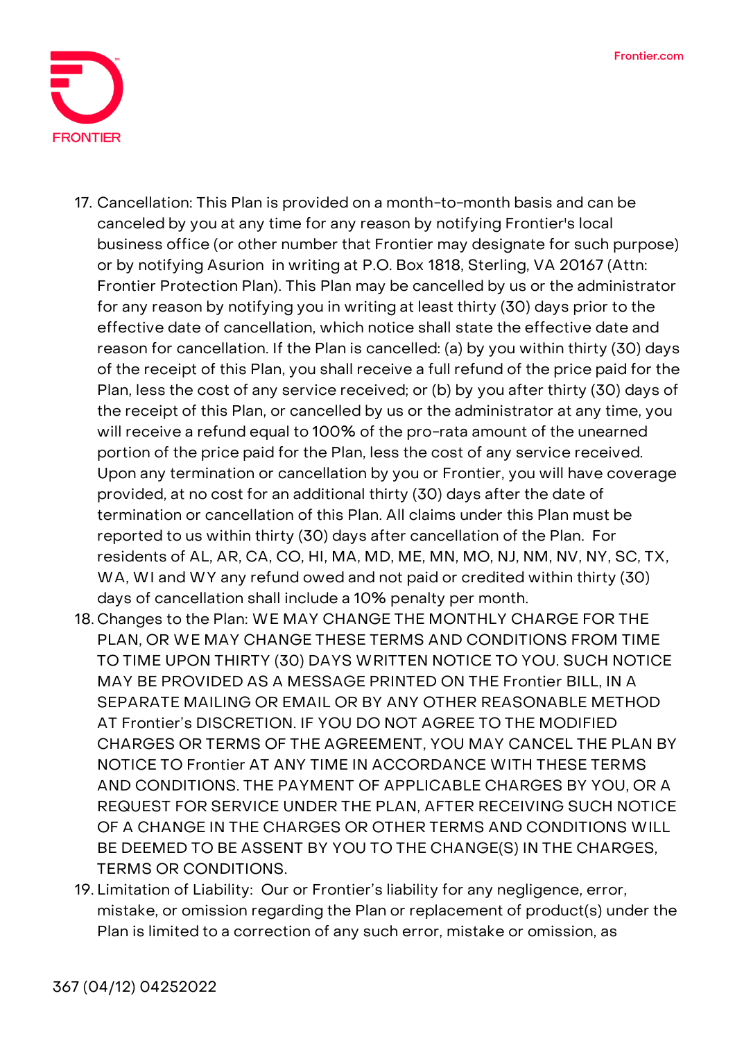17. Cancellation: This Plan is provided on a month-to-month basis and can be canceled by you at any time for any reason by notifying Frontier's local business office (or other number that Frontier may designate for such purpose) or by notifying Asurion in writing at P.O. Box 1818, Sterling, VA 20167 (Attn: Frontier Protection Plan). This Plan may be cancelled by us or the administrator for any reason by notifying you in writing at least thirty (30) days prior to the effective date of cancellation, which notice shall state the effective date and reason for cancellation. If the Plan is cancelled: (a) by you within thirty (30) days of the receipt of this Plan, you shall receive a full refund of the price paid for the Plan, less the cost of any service received; or (b) by you after thirty (30) days of the receipt of this Plan, or cancelled by us or the administrator at any time, you will receive a refund equal to 100% of the pro-rata amount of the unearned portion of the price paid for the Plan, less the cost of any service received. Upon any termination or cancellation by you or Frontier, you will have coverage provided, at no cost for an additional thirty (30) days after the date of termination or cancellation of this Plan. All claims under this Plan must be reported to us within thirty (30) days after cancellation of the Plan. For residents of AL, AR, CA, CO, HI, MA, MD, ME, MN, MO, NJ, NM, NV, NY, SC, TX, WA, WI and WY any refund owed and not paid or credited within thirty (30) days of cancellation shall include a 10% penalty per month.
18. Changes to the Plan: WE MAY CHANGE THE MONTHLY CHARGE FOR THE PLAN, OR WE MAY CHANGE THESE TERMS AND CONDITIONS FROM TIME TO TIME UPON THIRTY (30) DAYS WRITTEN NOTICE TO YOU. SUCH NOTICE MAY BE PROVIDED AS A MESSAGE PRINTED ON THE Frontier BILL, IN A SEPARATE MAILING OR EMAIL OR BY ANY OTHER REASONABLE METHOD AT Frontier's DISCRETION. IF YOU DO NOT AGREE TO THE MODIFIED CHARGES OR TERMS OF THE AGREEMENT, YOU MAY CANCEL THE PLAN BY NOTICE TO Frontier AT ANY TIME IN ACCORDANCE WITH THESE TERMS AND CONDITIONS. THE PAYMENT OF APPLICABLE CHARGES BY YOU, OR A REQUEST FOR SERVICE UNDER THE PLAN, AFTER RECEIVING SUCH NOTICE OF A CHANGE IN THE CHARGES OR OTHER TERMS AND CONDITIONS WILL BE DEEMED TO BE ASSENT BY YOU TO THE CHANGE(S) IN THE CHARGES, TERMS OR CONDITIONS.
19. Limitation of Liability: Our or Frontier's liability for any negligence, error, mistake, or omission regarding the Plan or replacement of product(s) under the Plan is limited to a correction of any such error, mistake or omission, as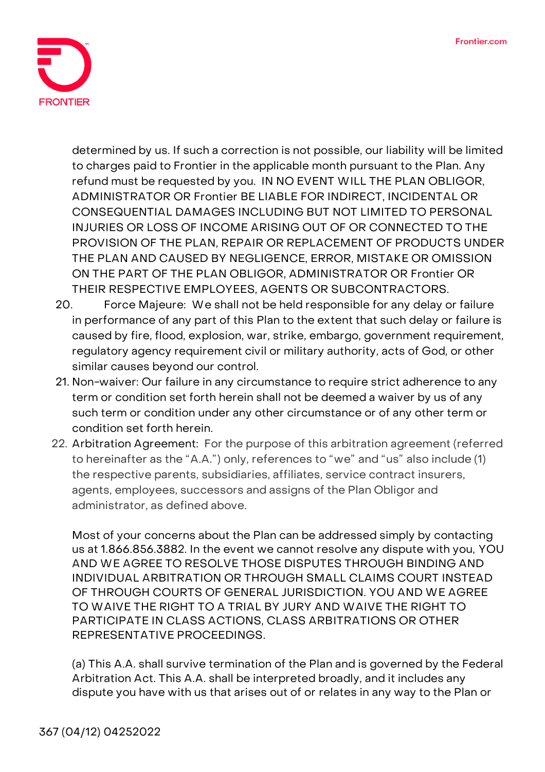determined by us. If such a correction is not possible, our liability will be limited to charges paid to Frontier in the applicable month pursuant to the Plan. Any refund must be requested by you. IN NO EVENT WILL THE PLAN OBLIGOR, ADMINISTRATOR OR Frontier BE LIABLE FOR INDIRECT, INCIDENTAL OR CONSEQUENTIAL DAMAGES INCLUDING BUT NOT LIMITED TO PERSONAL INJURIES OR LOSS OF INCOME ARISING OUT OF OR CONNECTED TO THE PROVISION OF THE PLAN, REPAIR OR REPLACEMENT OF PRODUCTS UNDER THE PLAN AND CAUSED BY NEGLIGENCE, ERROR, MISTAKE OR OMISSION ON THE PART OF THE PLAN OBLIGOR, ADMINISTRATOR OR Frontier OR THEIR RESPECTIVE EMPLOYEES, AGENTS OR SUBCONTRACTORS.

20. Force Majeure: We shall not be held responsible for any delay or failure in performance of any part of this Plan to the extent that such delay or failure is caused by fire, flood, explosion, war, strike, embargo, government requirement, regulatory agency requirement civil or military authority, acts of God, or other similar causes beyond our control.
21. Non-waiver: Our failure in any circumstance to require strict adherence to any term or condition set forth herein shall not be deemed a waiver by us of any such term or condition under any other circumstance or of any other term or condition set forth herein.
22. Arbitration Agreement: For the purpose of this arbitration agreement (referred to hereinafter as the "A.A.") only, references to "we" and "us" also include (1) the respective parents, subsidiaries, affiliates, service contract insurers, agents, employees, successors and assigns of the Plan Obligor and administrator, as defined above.

    Most of your concerns about the Plan can be addressed simply by contacting us at 1.866.856.3882. In the event we cannot resolve any dispute with you, YOU AND WE AGREE TO RESOLVE THOSE DISPUTES THROUGH BINDING AND INDIVIDUAL ARBITRATION OR THROUGH SMALL CLAIMS COURT INSTEAD OF THROUGH COURTS OF GENERAL JURISDICTION. YOU AND WE AGREE TO WAIVE THE RIGHT TO A TRIAL BY JURY AND WAIVE THE RIGHT TO PARTICIPATE IN CLASS ACTIONS, CLASS ARBITRATIONS OR OTHER REPRESENTATIVE PROCEEDINGS.

    (a) This A.A. shall survive termination of the Plan and is governed by the Federal Arbitration Act. This A.A. shall be interpreted broadly, and it includes any dispute you have with us that arises out of or relates in any way to the Plan or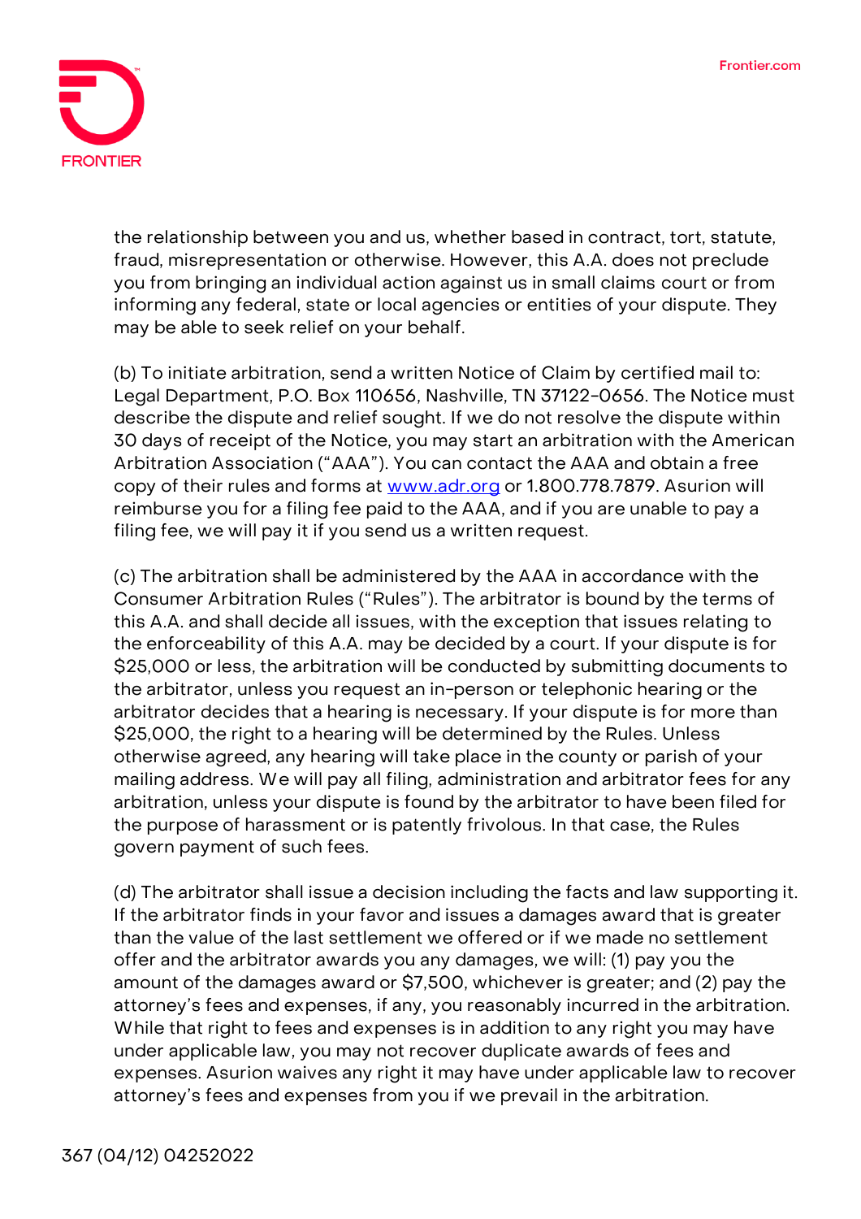the relationship between you and us, whether based in contract, tort, statute, fraud, misrepresentation or otherwise. However, this A.A. does not preclude you from bringing an individual action against us in small claims court or from informing any federal, state or local agencies or entities of your dispute. They may be able to seek relief on your behalf.

(b) To initiate arbitration, send a written Notice of Claim by certified mail to: Legal Department, P.O. Box 110656, Nashville, TN 37122-0656. The Notice must describe the dispute and relief sought. If we do not resolve the dispute within 30 days of receipt of the Notice, you may start an arbitration with the American Arbitration Association ("AAA"). You can contact the AAA and obtain a free copy of their rules and forms at [www.adr.org](http://www.adr.org) or 1.800.778.7879. Asurion will reimburse you for a filing fee paid to the AAA, and if you are unable to pay a filing fee, we will pay it if you send us a written request.

(c) The arbitration shall be administered by the AAA in accordance with the Consumer Arbitration Rules ("Rules"). The arbitrator is bound by the terms of this A.A. and shall decide all issues, with the exception that issues relating to the enforceability of this A.A. may be decided by a court. If your dispute is for $25,000 or less, the arbitration will be conducted by submitting documents to the arbitrator, unless you request an in-person or telephonic hearing or the arbitrator decides that a hearing is necessary. If your dispute is for more than $25,000, the right to a hearing will be determined by the Rules. Unless otherwise agreed, any hearing will take place in the county or parish of your mailing address. We will pay all filing, administration and arbitrator fees for any arbitration, unless your dispute is found by the arbitrator to have been filed for the purpose of harassment or is patently frivolous. In that case, the Rules govern payment of such fees.

(d) The arbitrator shall issue a decision including the facts and law supporting it. If the arbitrator finds in your favor and issues a damages award that is greater than the value of the last settlement we offered or if we made no settlement offer and the arbitrator awards you any damages, we will: (1) pay you the amount of the damages award or $7,500, whichever is greater; and (2) pay the attorney's fees and expenses, if any, you reasonably incurred in the arbitration. While that right to fees and expenses is in addition to any right you may have under applicable law, you may not recover duplicate awards of fees and expenses. Asurion waives any right it may have under applicable law to recover attorney's fees and expenses from you if we prevail in the arbitration.

367 (04/12) 04252022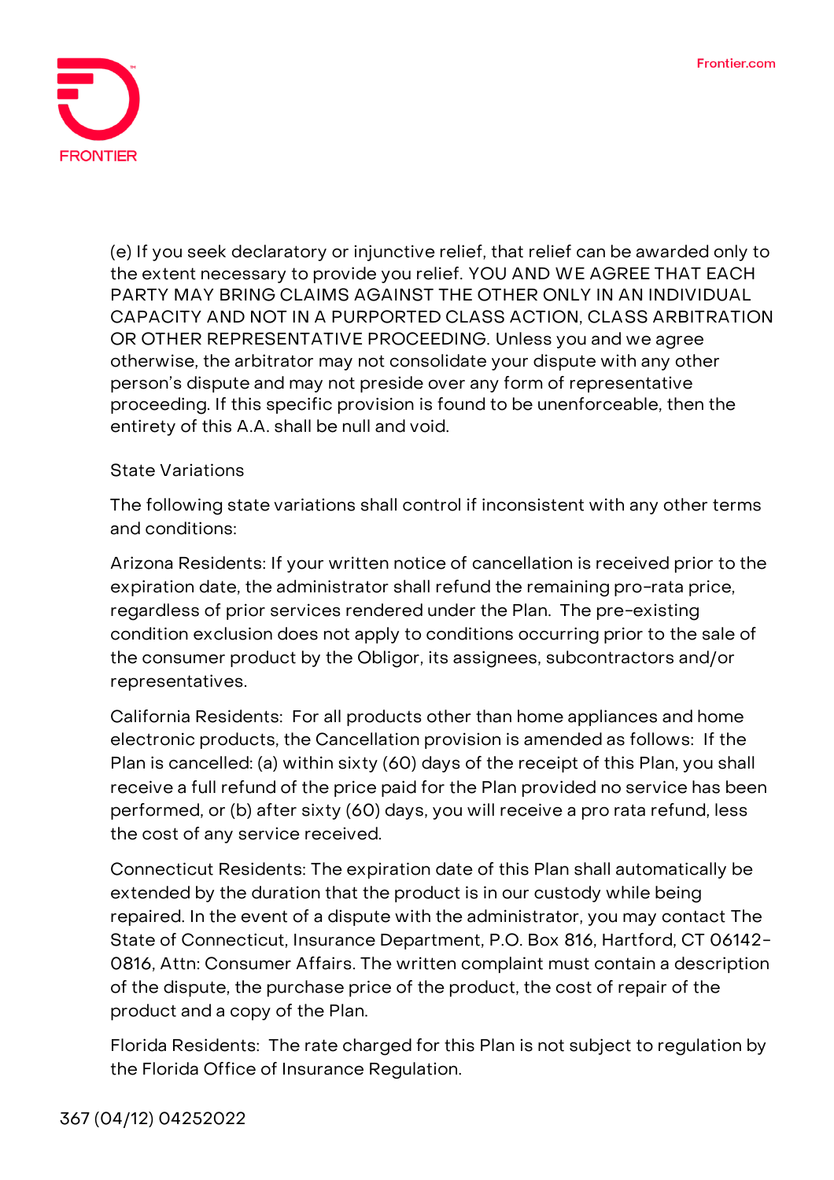(e) If you seek declaratory or injunctive relief, that relief can be awarded only to the extent necessary to provide you relief. YOU AND WE AGREE THAT EACH PARTY MAY BRING CLAIMS AGAINST THE OTHER ONLY IN AN INDIVIDUAL CAPACITY AND NOT IN A PURPORTED CLASS ACTION, CLASS ARBITRATION OR OTHER REPRESENTATIVE PROCEEDING. Unless you and we agree otherwise, the arbitrator may not consolidate your dispute with any other person's dispute and may not preside over any form of representative proceeding. If this specific provision is found to be unenforceable, then the entirety of this A.A. shall be null and void.

## State Variations

The following state variations shall control if inconsistent with any other terms and conditions:

Arizona Residents: If your written notice of cancellation is received prior to the expiration date, the administrator shall refund the remaining pro-rata price, regardless of prior services rendered under the Plan. The pre-existing condition exclusion does not apply to conditions occurring prior to the sale of the consumer product by the Obligor, its assignees, subcontractors and/or representatives.

California Residents: For all products other than home appliances and home electronic products, the Cancellation provision is amended as follows: If the Plan is cancelled: (a) within sixty (60) days of the receipt of this Plan, you shall receive a full refund of the price paid for the Plan provided no service has been performed, or (b) after sixty (60) days, you will receive a pro rata refund, less the cost of any service received.

Connecticut Residents: The expiration date of this Plan shall automatically be extended by the duration that the product is in our custody while being repaired. In the event of a dispute with the administrator, you may contact The State of Connecticut, Insurance Department, P.O. Box 816, Hartford, CT 06142-0816, Attn: Consumer Affairs. The written complaint must contain a description of the dispute, the purchase price of the product, the cost of repair of the product and a copy of the Plan.

Florida Residents: The rate charged for this Plan is not subject to regulation by the Florida Office of Insurance Regulation.

367 (04/12) 04252022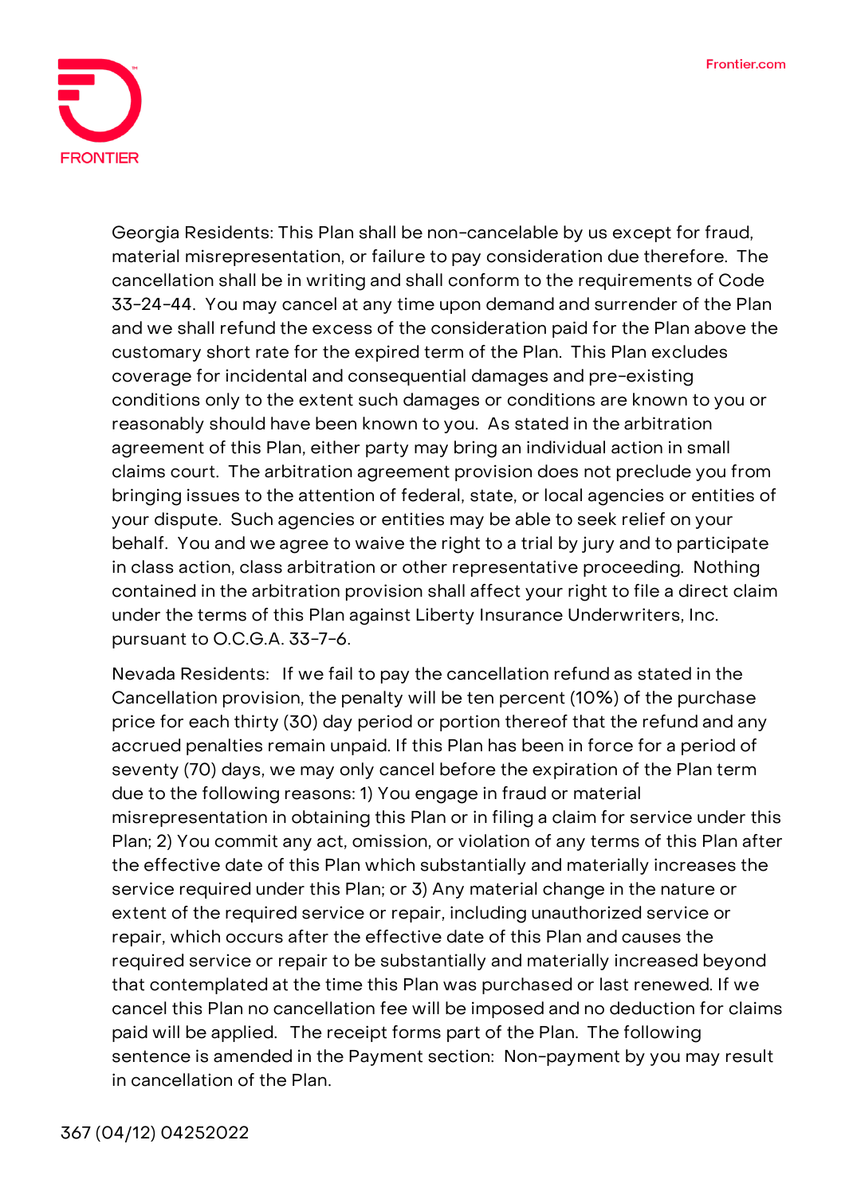Georgia Residents: This Plan shall be non-cancelable by us except for fraud, material misrepresentation, or failure to pay consideration due therefore. The cancellation shall be in writing and shall conform to the requirements of Code 33-24-44. You may cancel at any time upon demand and surrender of the Plan and we shall refund the excess of the consideration paid for the Plan above the customary short rate for the expired term of the Plan. This Plan excludes coverage for incidental and consequential damages and pre-existing conditions only to the extent such damages or conditions are known to you or reasonably should have been known to you. As stated in the arbitration agreement of this Plan, either party may bring an individual action in small claims court. The arbitration agreement provision does not preclude you from bringing issues to the attention of federal, state, or local agencies or entities of your dispute. Such agencies or entities may be able to seek relief on your behalf. You and we agree to waive the right to a trial by jury and to participate in class action, class arbitration or other representative proceeding. Nothing contained in the arbitration provision shall affect your right to file a direct claim under the terms of this Plan against Liberty Insurance Underwriters, Inc. pursuant to O.C.G.A. 33-7-6.

Nevada Residents: If we fail to pay the cancellation refund as stated in the Cancellation provision, the penalty will be ten percent (10%) of the purchase price for each thirty (30) day period or portion thereof that the refund and any accrued penalties remain unpaid. If this Plan has been in force for a period of seventy (70) days, we may only cancel before the expiration of the Plan term due to the following reasons: 1) You engage in fraud or material misrepresentation in obtaining this Plan or in filing a claim for service under this Plan; 2) You commit any act, omission, or violation of any terms of this Plan after the effective date of this Plan which substantially and materially increases the service required under this Plan; or 3) Any material change in the nature or extent of the required service or repair, including unauthorized service or repair, which occurs after the effective date of this Plan and causes the required service or repair to be substantially and materially increased beyond that contemplated at the time this Plan was purchased or last renewed. If we cancel this Plan no cancellation fee will be imposed and no deduction for claims paid will be applied. The receipt forms part of the Plan. The following sentence is amended in the Payment section: Non-payment by you may result in cancellation of the Plan.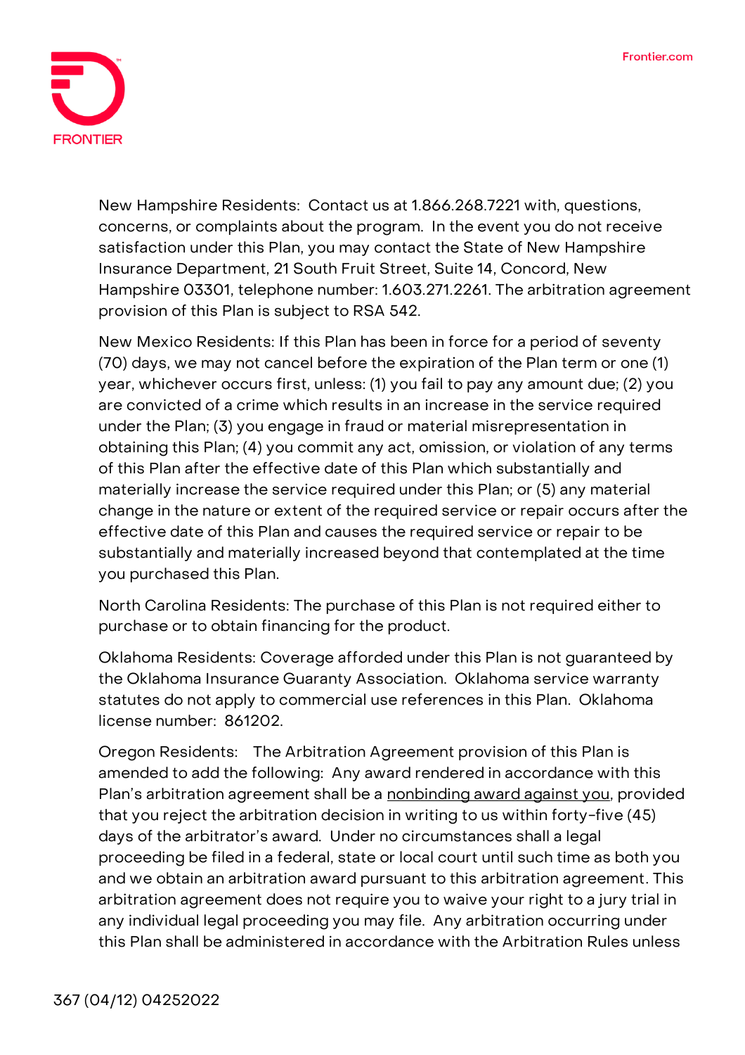New Hampshire Residents: Contact us at 1.866.268.7221 with, questions, concerns, or complaints about the program. In the event you do not receive satisfaction under this Plan, you may contact the State of New Hampshire Insurance Department, 21 South Fruit Street, Suite 14, Concord, New Hampshire 03301, telephone number: 1.603.271.2261. The arbitration agreement provision of this Plan is subject to RSA 542.

New Mexico Residents: If this Plan has been in force for a period of seventy (70) days, we may not cancel before the expiration of the Plan term or one (1) year, whichever occurs first, unless: (1) you fail to pay any amount due; (2) you are convicted of a crime which results in an increase in the service required under the Plan; (3) you engage in fraud or material misrepresentation in obtaining this Plan; (4) you commit any act, omission, or violation of any terms of this Plan after the effective date of this Plan which substantially and materially increase the service required under this Plan; or (5) any material change in the nature or extent of the required service or repair occurs after the effective date of this Plan and causes the required service or repair to be substantially and materially increased beyond that contemplated at the time you purchased this Plan.

North Carolina Residents: The purchase of this Plan is not required either to purchase or to obtain financing for the product.

Oklahoma Residents: Coverage afforded under this Plan is not guaranteed by the Oklahoma Insurance Guaranty Association. Oklahoma service warranty statutes do not apply to commercial use references in this Plan. Oklahoma license number: 861202.

Oregon Residents: The Arbitration Agreement provision of this Plan is amended to add the following: Any award rendered in accordance with this Plan's arbitration agreement shall be a <u>nonbinding award against you</u>, provided that you reject the arbitration decision in writing to us within forty-five (45) days of the arbitrator's award. Under no circumstances shall a legal proceeding be filed in a federal, state or local court until such time as both you and we obtain an arbitration award pursuant to this arbitration agreement. This arbitration agreement does not require you to waive your right to a jury trial in any individual legal proceeding you may file. Any arbitration occurring under this Plan shall be administered in accordance with the Arbitration Rules unless

367 (04/12) 04252022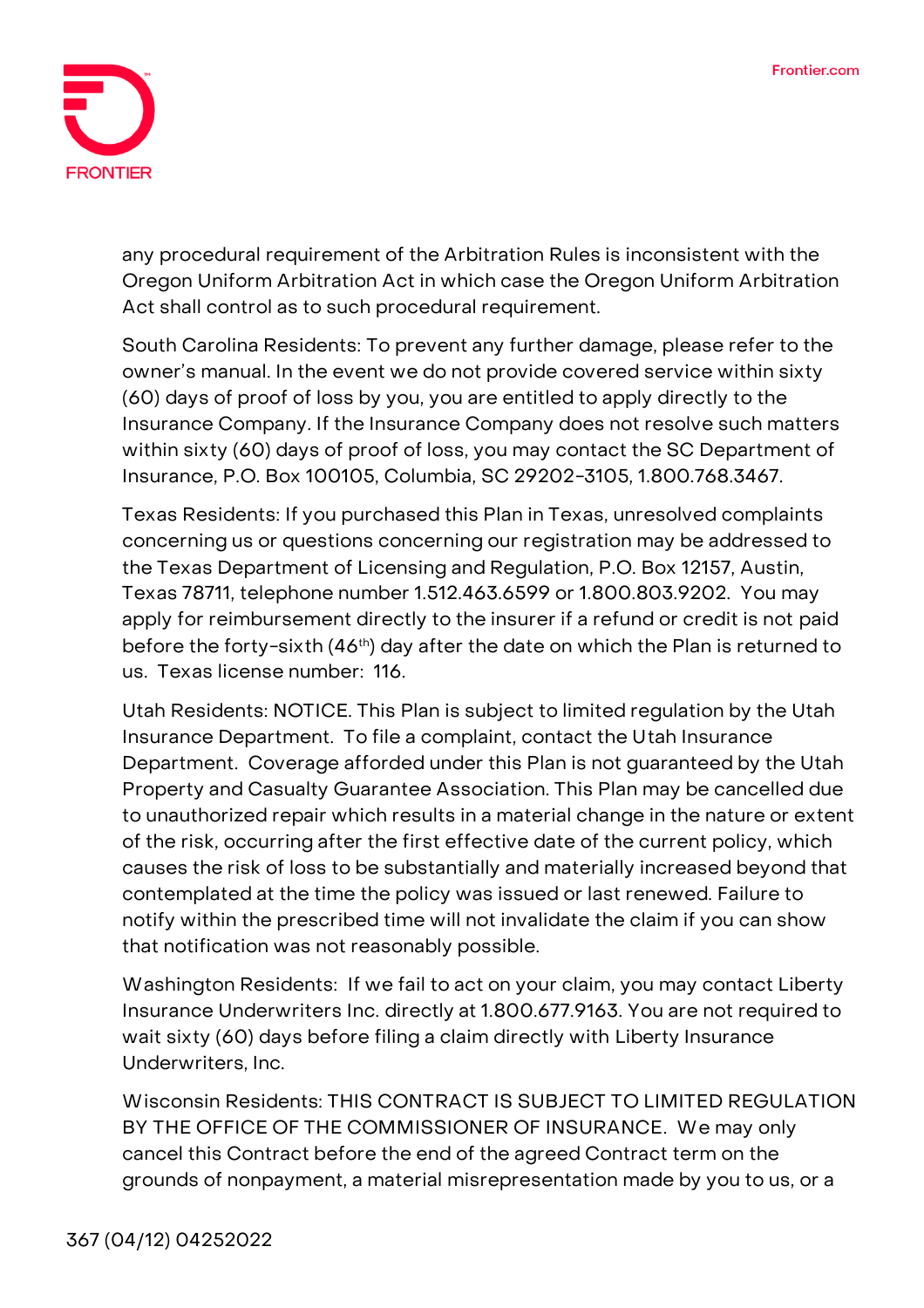any procedural requirement of the Arbitration Rules is inconsistent with the Oregon Uniform Arbitration Act in which case the Oregon Uniform Arbitration Act shall control as to such procedural requirement.

South Carolina Residents: To prevent any further damage, please refer to the owner's manual. In the event we do not provide covered service within sixty (60) days of proof of loss by you, you are entitled to apply directly to the Insurance Company. If the Insurance Company does not resolve such matters within sixty (60) days of proof of loss, you may contact the SC Department of Insurance, P.O. Box 100105, Columbia, SC 29202-3105, 1.800.768.3467.

Texas Residents: If you purchased this Plan in Texas, unresolved complaints concerning us or questions concerning our registration may be addressed to the Texas Department of Licensing and Regulation, P.O. Box 12157, Austin, Texas 78711, telephone number 1.512.463.6599 or 1.800.803.9202. You may apply for reimbursement directly to the insurer if a refund or credit is not paid before the forty-sixth (46th) day after the date on which the Plan is returned to us. Texas license number: 116.

Utah Residents: NOTICE. This Plan is subject to limited regulation by the Utah Insurance Department. To file a complaint, contact the Utah Insurance Department. Coverage afforded under this Plan is not guaranteed by the Utah Property and Casualty Guarantee Association. This Plan may be cancelled due to unauthorized repair which results in a material change in the nature or extent of the risk, occurring after the first effective date of the current policy, which causes the risk of loss to be substantially and materially increased beyond that contemplated at the time the policy was issued or last renewed. Failure to notify within the prescribed time will not invalidate the claim if you can show that notification was not reasonably possible.

Washington Residents: If we fail to act on your claim, you may contact Liberty Insurance Underwriters Inc. directly at 1.800.677.9163. You are not required to wait sixty (60) days before filing a claim directly with Liberty Insurance Underwriters, Inc.

Wisconsin Residents: THIS CONTRACT IS SUBJECT TO LIMITED REGULATION BY THE OFFICE OF THE COMMISSIONER OF INSURANCE. We may only cancel this Contract before the end of the agreed Contract term on the grounds of nonpayment, a material misrepresentation made by you to us, or a

367 (04/12) 04252022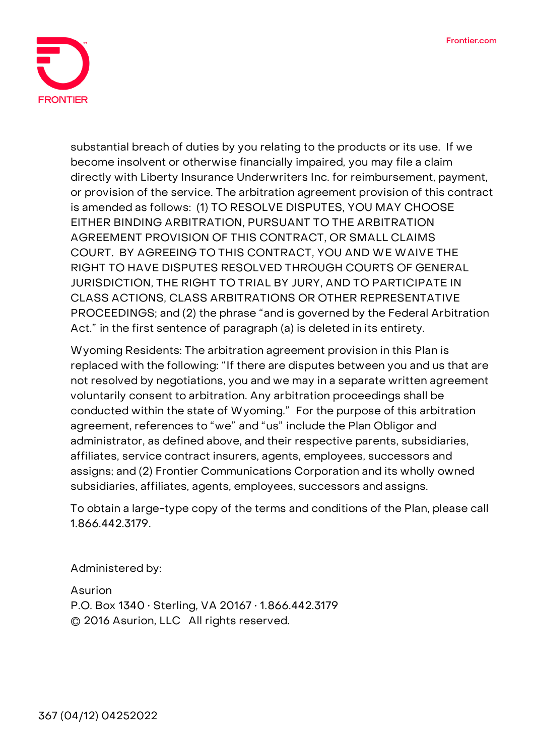substantial breach of duties by you relating to the products or its use.  If we become insolvent or otherwise financially impaired, you may file a claim directly with Liberty Insurance Underwriters Inc. for reimbursement, payment, or provision of the service. The arbitration agreement provision of this contract is amended as follows:  (1) TO RESOLVE DISPUTES, YOU MAY CHOOSE EITHER BINDING ARBITRATION, PURSUANT TO THE ARBITRATION AGREEMENT PROVISION OF THIS CONTRACT, OR SMALL CLAIMS COURT.  BY AGREEING TO THIS CONTRACT, YOU AND WE WAIVE THE RIGHT TO HAVE DISPUTES RESOLVED THROUGH COURTS OF GENERAL JURISDICTION, THE RIGHT TO TRIAL BY JURY, AND TO PARTICIPATE IN CLASS ACTIONS, CLASS ARBITRATIONS OR OTHER REPRESENTATIVE PROCEEDINGS; and (2) the phrase "and is governed by the Federal Arbitration Act." in the first sentence of paragraph (a) is deleted in its entirety.

Wyoming Residents: The arbitration agreement provision in this Plan is replaced with the following: "If there are disputes between you and us that are not resolved by negotiations, you and we may in a separate written agreement voluntarily consent to arbitration. Any arbitration proceedings shall be conducted within the state of Wyoming."  For the purpose of this arbitration agreement, references to "we" and "us" include the Plan Obligor and administrator, as defined above, and their respective parents, subsidiaries, affiliates, service contract insurers, agents, employees, successors and assigns; and (2) Frontier Communications Corporation and its wholly owned subsidiaries, affiliates, agents, employees, successors and assigns.

To obtain a large-type copy of the terms and conditions of the Plan, please call 1.866.442.3179.

Administered by:

Asurion
P.O. Box 1340 · Sterling, VA 20167 · 1.866.442.3179
© 2016 Asurion, LLC   All rights reserved.

367 (04/12) 04252022